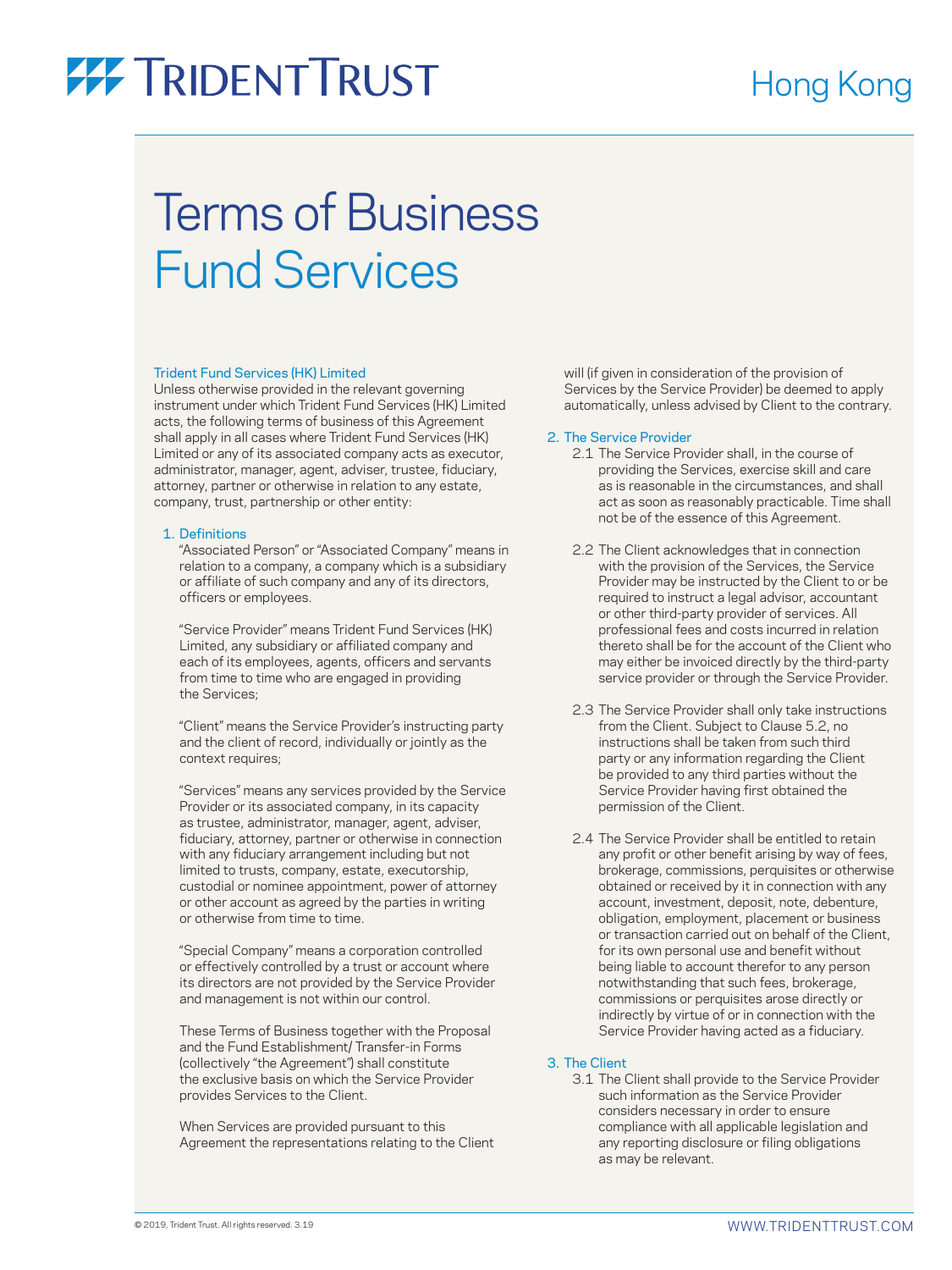# TRIDENT TRUST

Hong Kong

# Terms of Business
# Fund Services

### Trident Fund Services (HK) Limited

Unless otherwise provided in the relevant governing instrument under which Trident Fund Services (HK) Limited acts, the following terms of business of this Agreement shall apply in all cases where Trident Fund Services (HK) Limited or any of its associated company acts as executor, administrator, manager, agent, adviser, trustee, fiduciary, attorney, partner or otherwise in relation to any estate, company, trust, partnership or other entity:

### 1. Definitions

"Associated Person" or "Associated Company" means in relation to a company, a company which is a subsidiary or affiliate of such company and any of its directors, officers or employees.

"Service Provider" means Trident Fund Services (HK) Limited, any subsidiary or affiliated company and each of its employees, agents, officers and servants from time to time who are engaged in providing the Services;

"Client" means the Service Provider's instructing party and the client of record, individually or jointly as the context requires;

"Services" means any services provided by the Service Provider or its associated company, in its capacity as trustee, administrator, manager, agent, adviser, fiduciary, attorney, partner or otherwise in connection with any fiduciary arrangement including but not limited to trusts, company, estate, executorship, custodial or nominee appointment, power of attorney or other account as agreed by the parties in writing or otherwise from time to time.

"Special Company" means a corporation controlled or effectively controlled by a trust or account where its directors are not provided by the Service Provider and management is not within our control.

These Terms of Business together with the Proposal and the Fund Establishment/ Transfer-in Forms (collectively "the Agreement") shall constitute the exclusive basis on which the Service Provider provides Services to the Client.

When Services are provided pursuant to this Agreement the representations relating to the Client will (if given in consideration of the provision of Services by the Service Provider) be deemed to apply automatically, unless advised by Client to the contrary.

### 2. The Service Provider

2.1 The Service Provider shall, in the course of providing the Services, exercise skill and care as is reasonable in the circumstances, and shall act as soon as reasonably practicable. Time shall not be of the essence of this Agreement.

2.2 The Client acknowledges that in connection with the provision of the Services, the Service Provider may be instructed by the Client to or be required to instruct a legal advisor, accountant or other third-party provider of services. All professional fees and costs incurred in relation thereto shall be for the account of the Client who may either be invoiced directly by the third-party service provider or through the Service Provider.

2.3 The Service Provider shall only take instructions from the Client. Subject to Clause 5.2, no instructions shall be taken from such third party or any information regarding the Client be provided to any third parties without the Service Provider having first obtained the permission of the Client.

2.4 The Service Provider shall be entitled to retain any profit or other benefit arising by way of fees, brokerage, commissions, perquisites or otherwise obtained or received by it in connection with any account, investment, deposit, note, debenture, obligation, employment, placement or business or transaction carried out on behalf of the Client, for its own personal use and benefit without being liable to account therefor to any person notwithstanding that such fees, brokerage, commissions or perquisites arose directly or indirectly by virtue of or in connection with the Service Provider having acted as a fiduciary.

### 3. The Client

3.1 The Client shall provide to the Service Provider such information as the Service Provider considers necessary in order to ensure compliance with all applicable legislation and any reporting disclosure or filing obligations as may be relevant.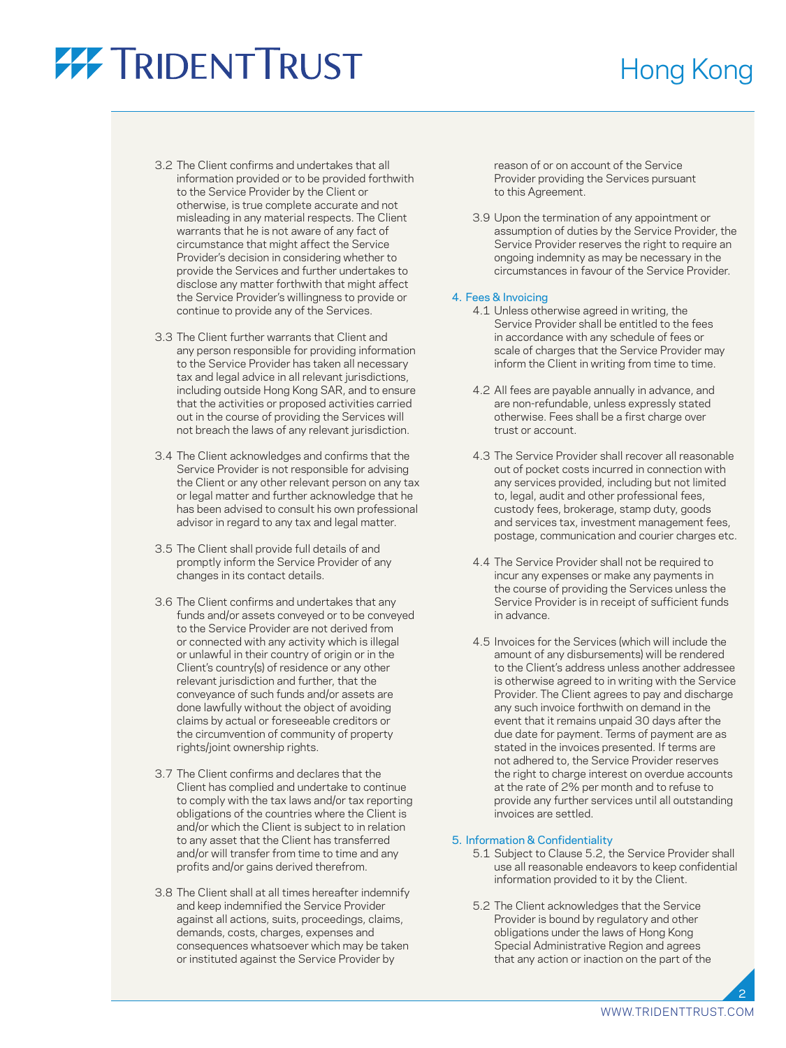3.2 The Client confirms and undertakes that all information provided or to be provided forthwith to the Service Provider by the Client or otherwise, is true complete accurate and not misleading in any material respects. The Client warrants that he is not aware of any fact of circumstance that might affect the Service Provider's decision in considering whether to provide the Services and further undertakes to disclose any matter forthwith that might affect the Service Provider's willingness to provide or continue to provide any of the Services.

3.3 The Client further warrants that Client and any person responsible for providing information to the Service Provider has taken all necessary tax and legal advice in all relevant jurisdictions, including outside Hong Kong SAR, and to ensure that the activities or proposed activities carried out in the course of providing the Services will not breach the laws of any relevant jurisdiction.

3.4 The Client acknowledges and confirms that the Service Provider is not responsible for advising the Client or any other relevant person on any tax or legal matter and further acknowledge that he has been advised to consult his own professional advisor in regard to any tax and legal matter.

3.5 The Client shall provide full details of and promptly inform the Service Provider of any changes in its contact details.

3.6 The Client confirms and undertakes that any funds and/or assets conveyed or to be conveyed to the Service Provider are not derived from or connected with any activity which is illegal or unlawful in their country of origin or in the Client's country(s) of residence or any other relevant jurisdiction and further, that the conveyance of such funds and/or assets are done lawfully without the object of avoiding claims by actual or foreseeable creditors or the circumvention of community of property rights/joint ownership rights.

3.7 The Client confirms and declares that the Client has complied and undertake to continue to comply with the tax laws and/or tax reporting obligations of the countries where the Client is and/or which the Client is subject to in relation to any asset that the Client has transferred and/or will transfer from time to time and any profits and/or gains derived therefrom.

3.8 The Client shall at all times hereafter indemnify and keep indemnified the Service Provider against all actions, suits, proceedings, claims, demands, costs, charges, expenses and consequences whatsoever which may be taken or instituted against the Service Provider by reason of or on account of the Service Provider providing the Services pursuant to this Agreement.

3.9 Upon the termination of any appointment or assumption of duties by the Service Provider, the Service Provider reserves the right to require an ongoing indemnity as may be necessary in the circumstances in favour of the Service Provider.

## 4. Fees & Invoicing

4.1 Unless otherwise agreed in writing, the Service Provider shall be entitled to the fees in accordance with any schedule of fees or scale of charges that the Service Provider may inform the Client in writing from time to time.

4.2 All fees are payable annually in advance, and are non-refundable, unless expressly stated otherwise. Fees shall be a first charge over trust or account.

4.3 The Service Provider shall recover all reasonable out of pocket costs incurred in connection with any services provided, including but not limited to, legal, audit and other professional fees, custody fees, brokerage, stamp duty, goods and services tax, investment management fees, postage, communication and courier charges etc.

4.4 The Service Provider shall not be required to incur any expenses or make any payments in the course of providing the Services unless the Service Provider is in receipt of sufficient funds in advance.

4.5 Invoices for the Services (which will include the amount of any disbursements) will be rendered to the Client's address unless another addressee is otherwise agreed to in writing with the Service Provider. The Client agrees to pay and discharge any such invoice forthwith on demand in the event that it remains unpaid 30 days after the due date for payment. Terms of payment are as stated in the invoices presented. If terms are not adhered to, the Service Provider reserves the right to charge interest on overdue accounts at the rate of 2% per month and to refuse to provide any further services until all outstanding invoices are settled.

## 5. Information & Confidentiality

5.1 Subject to Clause 5.2, the Service Provider shall use all reasonable endeavors to keep confidential information provided to it by the Client.

5.2 The Client acknowledges that the Service Provider is bound by regulatory and other obligations under the laws of Hong Kong Special Administrative Region and agrees that any action or inaction on the part of the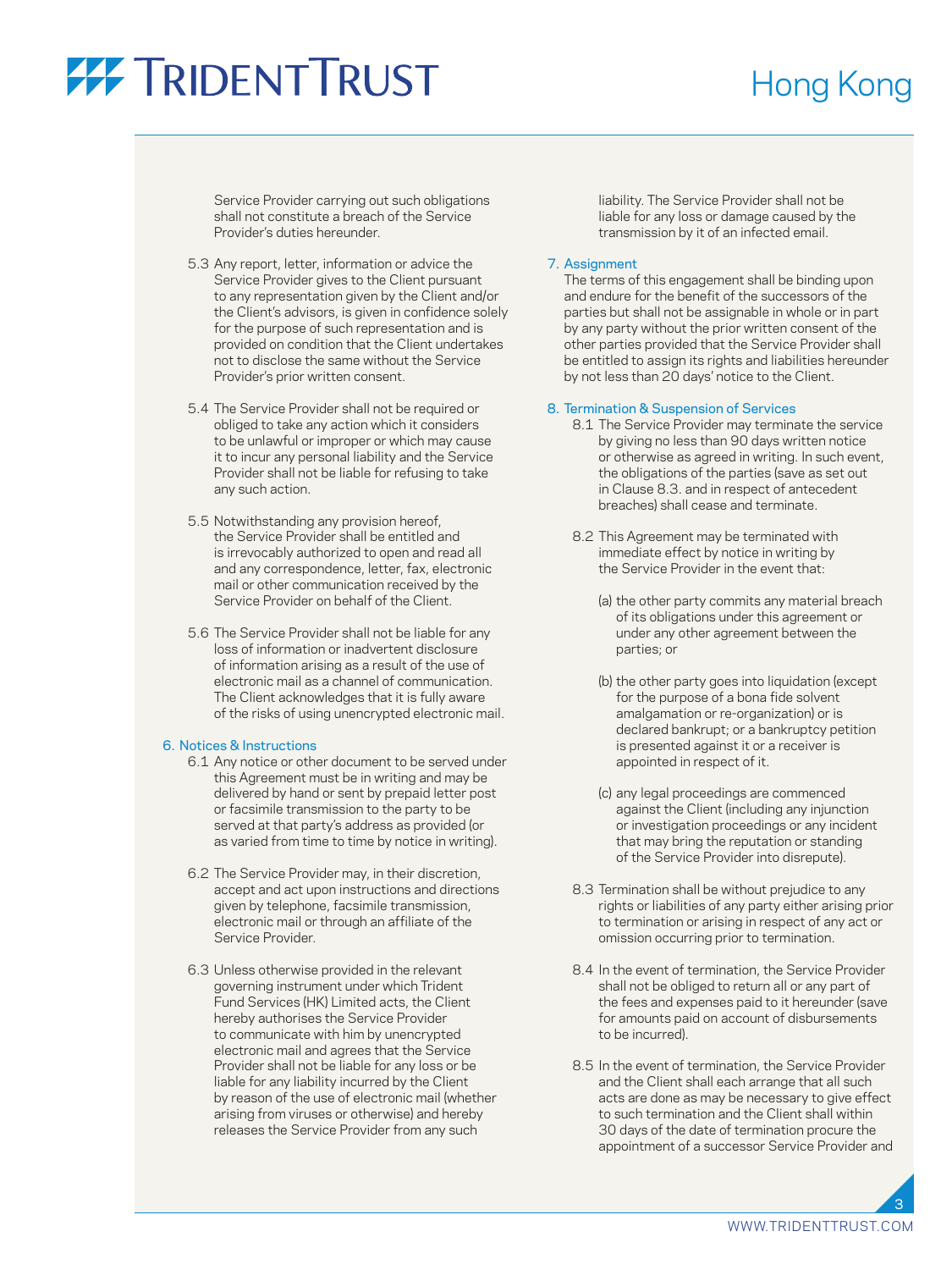Service Provider carrying out such obligations shall not constitute a breach of the Service Provider's duties hereunder.

5.3 Any report, letter, information or advice the Service Provider gives to the Client pursuant to any representation given by the Client and/or the Client's advisors, is given in confidence solely for the purpose of such representation and is provided on condition that the Client undertakes not to disclose the same without the Service Provider's prior written consent.

5.4 The Service Provider shall not be required or obliged to take any action which it considers to be unlawful or improper or which may cause it to incur any personal liability and the Service Provider shall not be liable for refusing to take any such action.

5.5 Notwithstanding any provision hereof, the Service Provider shall be entitled and is irrevocably authorized to open and read all and any correspondence, letter, fax, electronic mail or other communication received by the Service Provider on behalf of the Client.

5.6 The Service Provider shall not be liable for any loss of information or inadvertent disclosure of information arising as a result of the use of electronic mail as a channel of communication. The Client acknowledges that it is fully aware of the risks of using unencrypted electronic mail.

## 6. Notices & Instructions

6.1 Any notice or other document to be served under this Agreement must be in writing and may be delivered by hand or sent by prepaid letter post or facsimile transmission to the party to be served at that party's address as provided (or as varied from time to time by notice in writing).

6.2 The Service Provider may, in their discretion, accept and act upon instructions and directions given by telephone, facsimile transmission, electronic mail or through an affiliate of the Service Provider.

6.3 Unless otherwise provided in the relevant governing instrument under which Trident Fund Services (HK) Limited acts, the Client hereby authorises the Service Provider to communicate with him by unencrypted electronic mail and agrees that the Service Provider shall not be liable for any loss or be liable for any liability incurred by the Client by reason of the use of electronic mail (whether arising from viruses or otherwise) and hereby releases the Service Provider from any such liability. The Service Provider shall not be liable for any loss or damage caused by the transmission by it of an infected email.

## 7. Assignment

The terms of this engagement shall be binding upon and endure for the benefit of the successors of the parties but shall not be assignable in whole or in part by any party without the prior written consent of the other parties provided that the Service Provider shall be entitled to assign its rights and liabilities hereunder by not less than 20 days' notice to the Client.

## 8. Termination & Suspension of Services

8.1 The Service Provider may terminate the service by giving no less than 90 days written notice or otherwise as agreed in writing. In such event, the obligations of the parties (save as set out in Clause 8.3. and in respect of antecedent breaches) shall cease and terminate.

8.2 This Agreement may be terminated with immediate effect by notice in writing by the Service Provider in the event that:

(a) the other party commits any material breach of its obligations under this agreement or under any other agreement between the parties; or

(b) the other party goes into liquidation (except for the purpose of a bona fide solvent amalgamation or re-organization) or is declared bankrupt; or a bankruptcy petition is presented against it or a receiver is appointed in respect of it.

(c) any legal proceedings are commenced against the Client (including any injunction or investigation proceedings or any incident that may bring the reputation or standing of the Service Provider into disrepute).

8.3 Termination shall be without prejudice to any rights or liabilities of any party either arising prior to termination or arising in respect of any act or omission occurring prior to termination.

8.4 In the event of termination, the Service Provider shall not be obliged to return all or any part of the fees and expenses paid to it hereunder (save for amounts paid on account of disbursements to be incurred).

8.5 In the event of termination, the Service Provider and the Client shall each arrange that all such acts are done as may be necessary to give effect to such termination and the Client shall within 30 days of the date of termination procure the appointment of a successor Service Provider and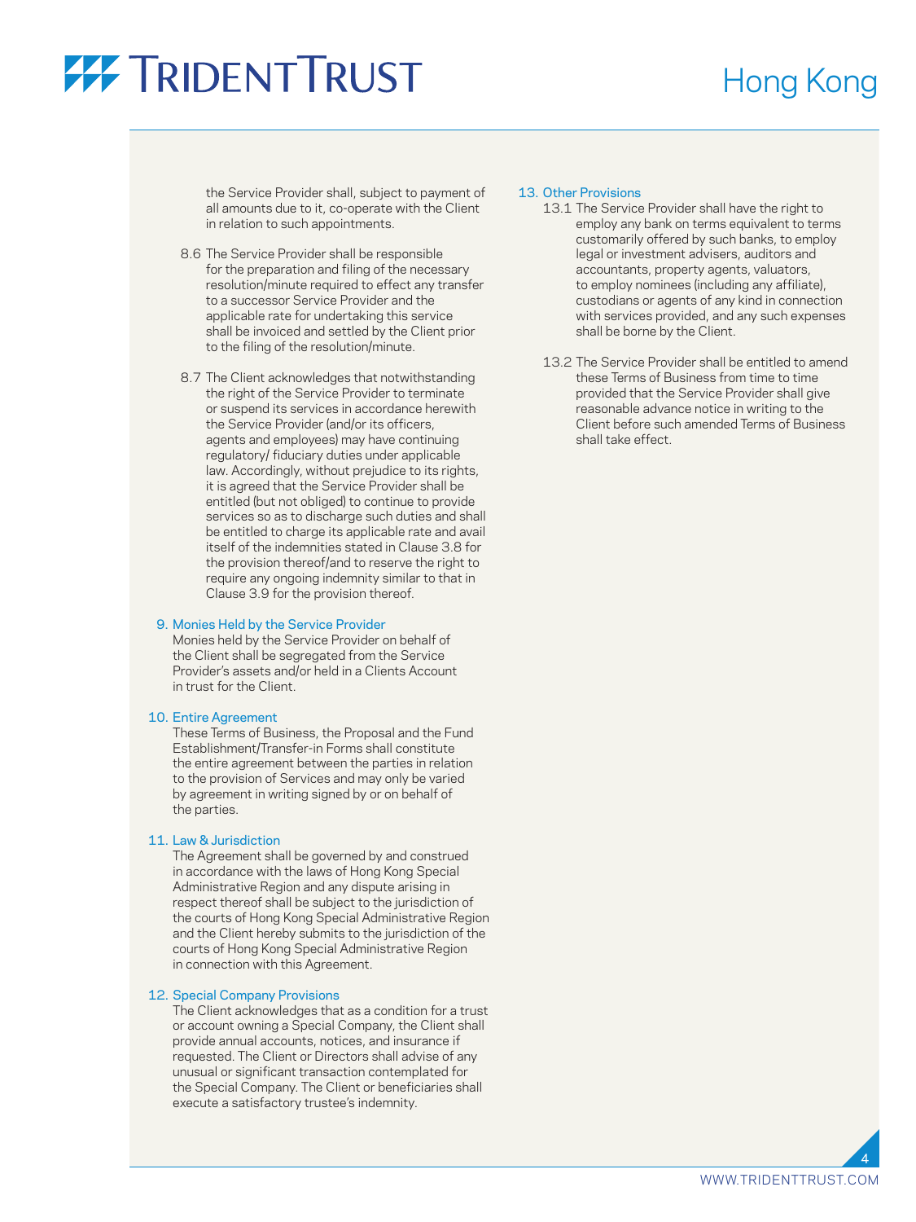the Service Provider shall, subject to payment of all amounts due to it, co-operate with the Client in relation to such appointments.

8.6 The Service Provider shall be responsible for the preparation and filing of the necessary resolution/minute required to effect any transfer to a successor Service Provider and the applicable rate for undertaking this service shall be invoiced and settled by the Client prior to the filing of the resolution/minute.

8.7 The Client acknowledges that notwithstanding the right of the Service Provider to terminate or suspend its services in accordance herewith the Service Provider (and/or its officers, agents and employees) may have continuing regulatory/ fiduciary duties under applicable law. Accordingly, without prejudice to its rights, it is agreed that the Service Provider shall be entitled (but not obliged) to continue to provide services so as to discharge such duties and shall be entitled to charge its applicable rate and avail itself of the indemnities stated in Clause 3.8 for the provision thereof/and to reserve the right to require any ongoing indemnity similar to that in Clause 3.9 for the provision thereof.

## 9. Monies Held by the Service Provider

Monies held by the Service Provider on behalf of the Client shall be segregated from the Service Provider's assets and/or held in a Clients Account in trust for the Client.

## 10. Entire Agreement

These Terms of Business, the Proposal and the Fund Establishment/Transfer-in Forms shall constitute the entire agreement between the parties in relation to the provision of Services and may only be varied by agreement in writing signed by or on behalf of the parties.

## 11. Law & Jurisdiction

The Agreement shall be governed by and construed in accordance with the laws of Hong Kong Special Administrative Region and any dispute arising in respect thereof shall be subject to the jurisdiction of the courts of Hong Kong Special Administrative Region and the Client hereby submits to the jurisdiction of the courts of Hong Kong Special Administrative Region in connection with this Agreement.

## 12. Special Company Provisions

The Client acknowledges that as a condition for a trust or account owning a Special Company, the Client shall provide annual accounts, notices, and insurance if requested. The Client or Directors shall advise of any unusual or significant transaction contemplated for the Special Company. The Client or beneficiaries shall execute a satisfactory trustee's indemnity.

## 13. Other Provisions

13.1 The Service Provider shall have the right to employ any bank on terms equivalent to terms customarily offered by such banks, to employ legal or investment advisers, auditors and accountants, property agents, valuators, to employ nominees (including any affiliate), custodians or agents of any kind in connection with services provided, and any such expenses shall be borne by the Client.

13.2 The Service Provider shall be entitled to amend these Terms of Business from time to time provided that the Service Provider shall give reasonable advance notice in writing to the Client before such amended Terms of Business shall take effect.